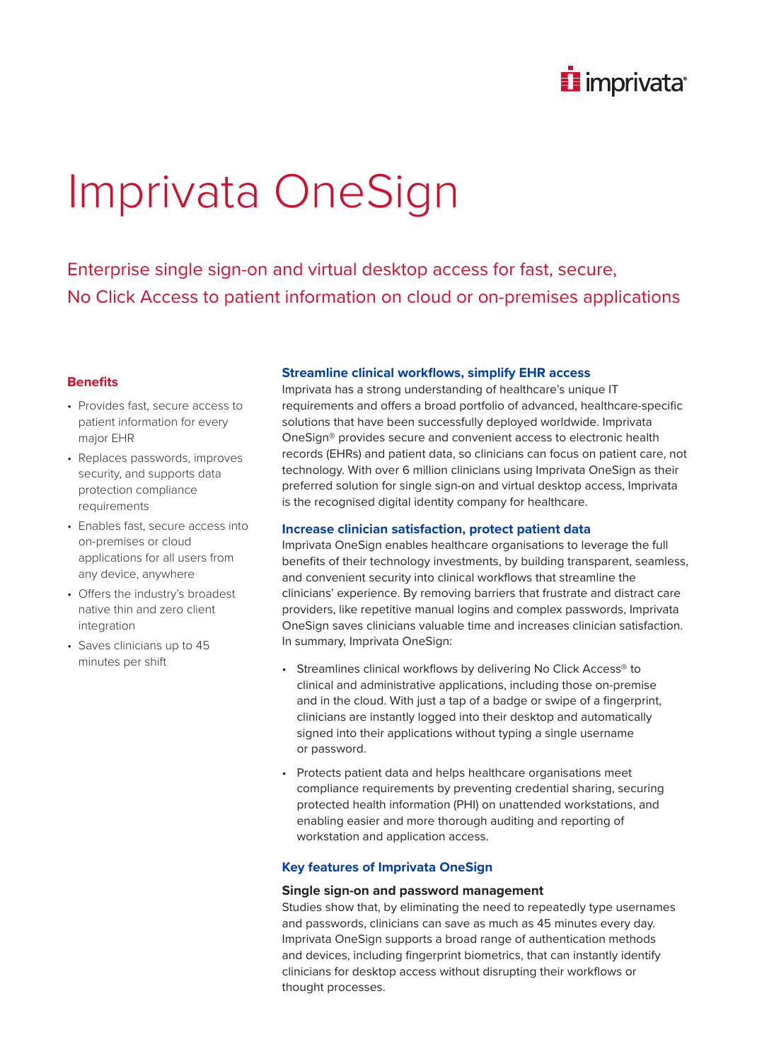# Imprivata OneSign

## Enterprise single sign-on and virtual desktop access for fast, secure, No Click Access to patient information on cloud or on-premises applications

### Benefits

- Provides fast, secure access to patient information for every major EHR
- Replaces passwords, improves security, and supports data protection compliance requirements
- Enables fast, secure access into on-premises or cloud applications for all users from any device, anywhere
- Offers the industry's broadest native thin and zero client integration
- Saves clinicians up to 45 minutes per shift

### Streamline clinical workflows, simplify EHR access

Imprivata has a strong understanding of healthcare's unique IT requirements and offers a broad portfolio of advanced, healthcare-specific solutions that have been successfully deployed worldwide. Imprivata OneSign® provides secure and convenient access to electronic health records (EHRs) and patient data, so clinicians can focus on patient care, not technology. With over 6 million clinicians using Imprivata OneSign as their preferred solution for single sign-on and virtual desktop access, Imprivata is the recognised digital identity company for healthcare.

### Increase clinician satisfaction, protect patient data

Imprivata OneSign enables healthcare organisations to leverage the full benefits of their technology investments, by building transparent, seamless, and convenient security into clinical workflows that streamline the clinicians' experience. By removing barriers that frustrate and distract care providers, like repetitive manual logins and complex passwords, Imprivata OneSign saves clinicians valuable time and increases clinician satisfaction. In summary, Imprivata OneSign:

- Streamlines clinical workflows by delivering No Click Access® to clinical and administrative applications, including those on-premise and in the cloud. With just a tap of a badge or swipe of a fingerprint, clinicians are instantly logged into their desktop and automatically signed into their applications without typing a single username or password.
- Protects patient data and helps healthcare organisations meet compliance requirements by preventing credential sharing, securing protected health information (PHI) on unattended workstations, and enabling easier and more thorough auditing and reporting of workstation and application access.

### Key features of Imprivata OneSign

#### Single sign-on and password management

Studies show that, by eliminating the need to repeatedly type usernames and passwords, clinicians can save as much as 45 minutes every day. Imprivata OneSign supports a broad range of authentication methods and devices, including fingerprint biometrics, that can instantly identify clinicians for desktop access without disrupting their workflows or thought processes.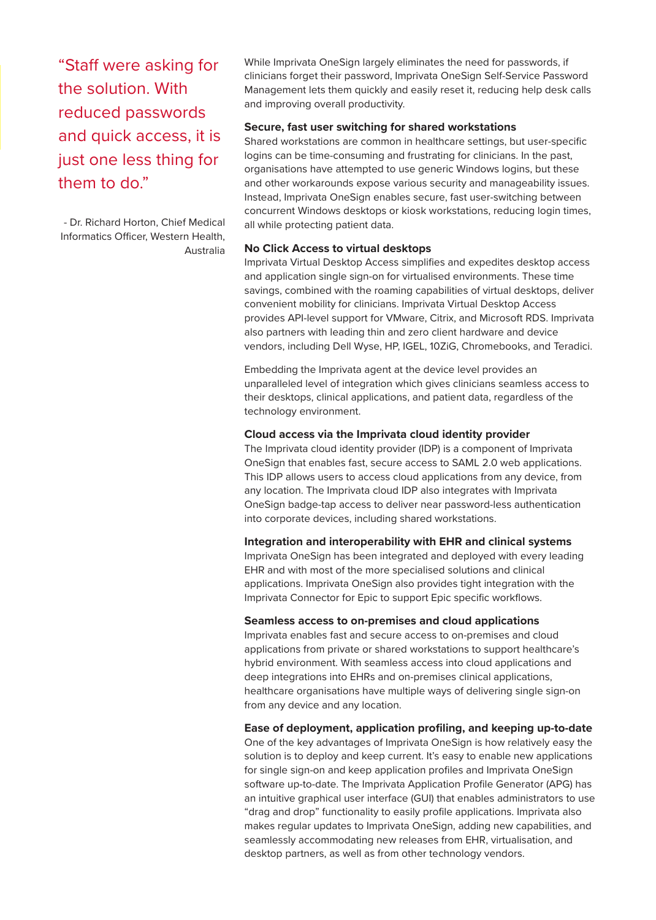> "Staff were asking for the solution. With reduced passwords and quick access, it is just one less thing for them to do."
>
> - Dr. Richard Horton, Chief Medical Informatics Officer, Western Health, Australia

While Imprivata OneSign largely eliminates the need for passwords, if clinicians forget their password, Imprivata OneSign Self-Service Password Management lets them quickly and easily reset it, reducing help desk calls and improving overall productivity.

### Secure, fast user switching for shared workstations

Shared workstations are common in healthcare settings, but user-specific logins can be time-consuming and frustrating for clinicians. In the past, organisations have attempted to use generic Windows logins, but these and other workarounds expose various security and manageability issues. Instead, Imprivata OneSign enables secure, fast user-switching between concurrent Windows desktops or kiosk workstations, reducing login times, all while protecting patient data.

### No Click Access to virtual desktops

Imprivata Virtual Desktop Access simplifies and expedites desktop access and application single sign-on for virtualised environments. These time savings, combined with the roaming capabilities of virtual desktops, deliver convenient mobility for clinicians. Imprivata Virtual Desktop Access provides API-level support for VMware, Citrix, and Microsoft RDS. Imprivata also partners with leading thin and zero client hardware and device vendors, including Dell Wyse, HP, IGEL, 10ZiG, Chromebooks, and Teradici.

Embedding the Imprivata agent at the device level provides an unparalleled level of integration which gives clinicians seamless access to their desktops, clinical applications, and patient data, regardless of the technology environment.

### Cloud access via the Imprivata cloud identity provider

The Imprivata cloud identity provider (IDP) is a component of Imprivata OneSign that enables fast, secure access to SAML 2.0 web applications. This IDP allows users to access cloud applications from any device, from any location. The Imprivata cloud IDP also integrates with Imprivata OneSign badge-tap access to deliver near password-less authentication into corporate devices, including shared workstations.

### Integration and interoperability with EHR and clinical systems

Imprivata OneSign has been integrated and deployed with every leading EHR and with most of the more specialised solutions and clinical applications. Imprivata OneSign also provides tight integration with the Imprivata Connector for Epic to support Epic specific workflows.

### Seamless access to on-premises and cloud applications

Imprivata enables fast and secure access to on-premises and cloud applications from private or shared workstations to support healthcare's hybrid environment. With seamless access into cloud applications and deep integrations into EHRs and on-premises clinical applications, healthcare organisations have multiple ways of delivering single sign-on from any device and any location.

### Ease of deployment, application profiling, and keeping up-to-date

One of the key advantages of Imprivata OneSign is how relatively easy the solution is to deploy and keep current. It's easy to enable new applications for single sign-on and keep application profiles and Imprivata OneSign software up-to-date. The Imprivata Application Profile Generator (APG) has an intuitive graphical user interface (GUI) that enables administrators to use "drag and drop" functionality to easily profile applications. Imprivata also makes regular updates to Imprivata OneSign, adding new capabilities, and seamlessly accommodating new releases from EHR, virtualisation, and desktop partners, as well as from other technology vendors.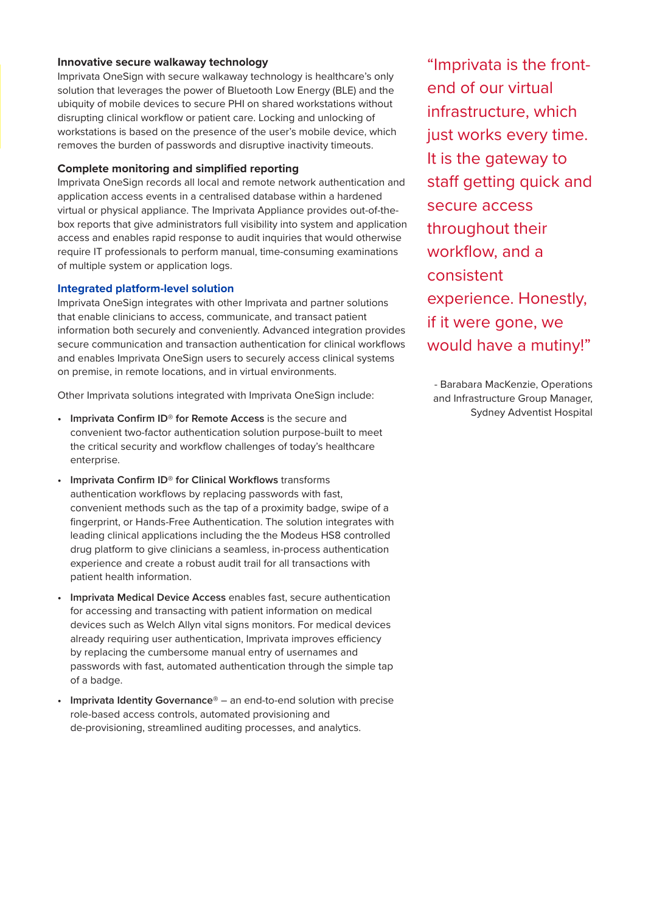### Innovative secure walkaway technology

Imprivata OneSign with secure walkaway technology is healthcare's only solution that leverages the power of Bluetooth Low Energy (BLE) and the ubiquity of mobile devices to secure PHI on shared workstations without disrupting clinical workflow or patient care. Locking and unlocking of workstations is based on the presence of the user's mobile device, which removes the burden of passwords and disruptive inactivity timeouts.

### Complete monitoring and simplified reporting

Imprivata OneSign records all local and remote network authentication and application access events in a centralised database within a hardened virtual or physical appliance. The Imprivata Appliance provides out-of-the-box reports that give administrators full visibility into system and application access and enables rapid response to audit inquiries that would otherwise require IT professionals to perform manual, time-consuming examinations of multiple system or application logs.

### Integrated platform-level solution

Imprivata OneSign integrates with other Imprivata and partner solutions that enable clinicians to access, communicate, and transact patient information both securely and conveniently. Advanced integration provides secure communication and transaction authentication for clinical workflows and enables Imprivata OneSign users to securely access clinical systems on premise, in remote locations, and in virtual environments.

Other Imprivata solutions integrated with Imprivata OneSign include:

- **Imprivata Confirm ID® for Remote Access** is the secure and convenient two-factor authentication solution purpose-built to meet the critical security and workflow challenges of today's healthcare enterprise.
- **Imprivata Confirm ID® for Clinical Workflows** transforms authentication workflows by replacing passwords with fast, convenient methods such as the tap of a proximity badge, swipe of a fingerprint, or Hands-Free Authentication. The solution integrates with leading clinical applications including the the Modeus HS8 controlled drug platform to give clinicians a seamless, in-process authentication experience and create a robust audit trail for all transactions with patient health information.
- **Imprivata Medical Device Access** enables fast, secure authentication for accessing and transacting with patient information on medical devices such as Welch Allyn vital signs monitors. For medical devices already requiring user authentication, Imprivata improves efficiency by replacing the cumbersome manual entry of usernames and passwords with fast, automated authentication through the simple tap of a badge.
- **Imprivata Identity Governance®** – an end-to-end solution with precise role-based access controls, automated provisioning and de-provisioning, streamlined auditing processes, and analytics.

> "Imprivata is the front-end of our virtual infrastructure, which just works every time. It is the gateway to staff getting quick and secure access throughout their workflow, and a consistent experience. Honestly, if it were gone, we would have a mutiny!"
>
> \- Barabara MacKenzie, Operations and Infrastructure Group Manager, Sydney Adventist Hospital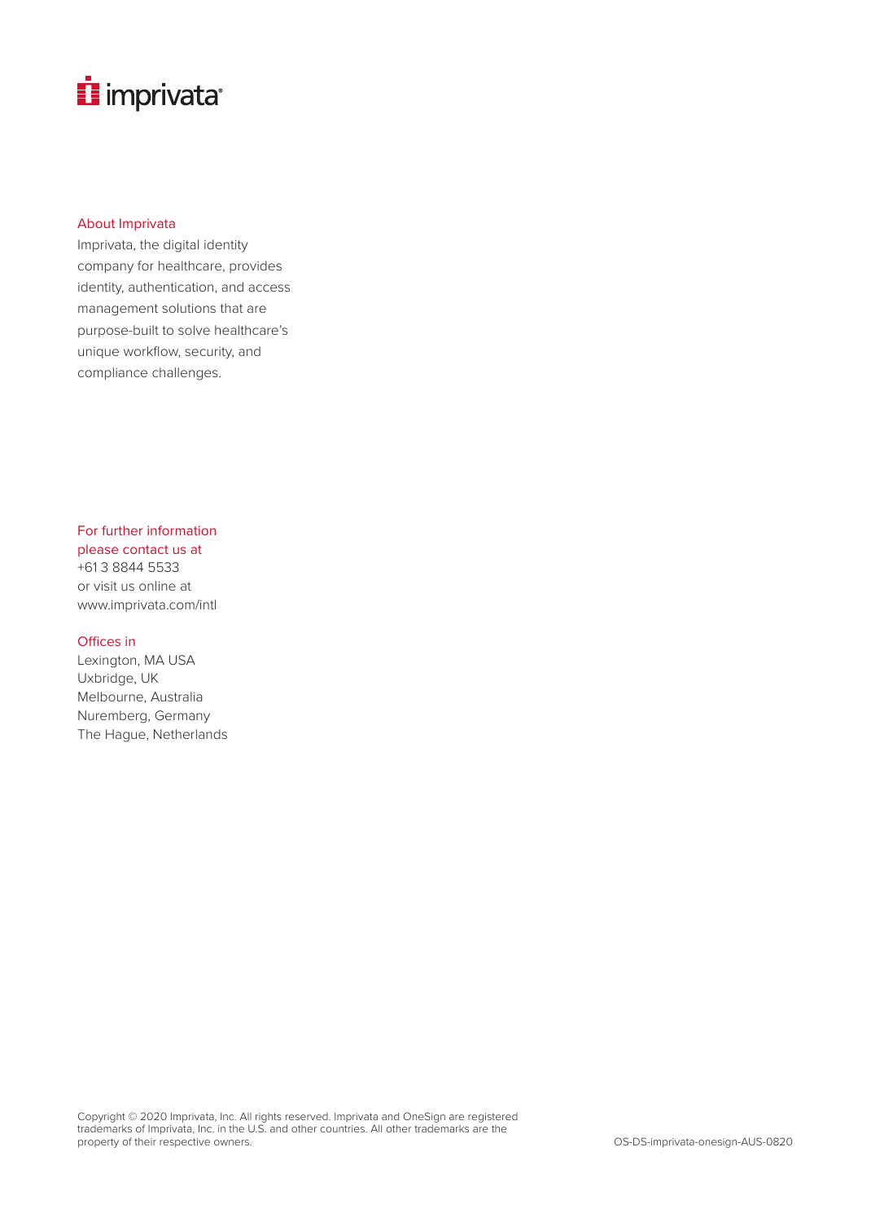imprivata

## About Imprivata

Imprivata, the digital identity company for healthcare, provides identity, authentication, and access management solutions that are purpose-built to solve healthcare's unique workflow, security, and compliance challenges.

## For further information please contact us at

+61 3 8844 5533
or visit us online at
www.imprivata.com/intl

## Offices in

Lexington, MA USA
Uxbridge, UK
Melbourne, Australia
Nuremberg, Germany
The Hague, Netherlands

Copyright © 2020 Imprivata, Inc. All rights reserved. Imprivata and OneSign are registered trademarks of Imprivata, Inc. in the U.S. and other countries. All other trademarks are the property of their respective owners.

OS-DS-imprivata-onesign-AUS-0820